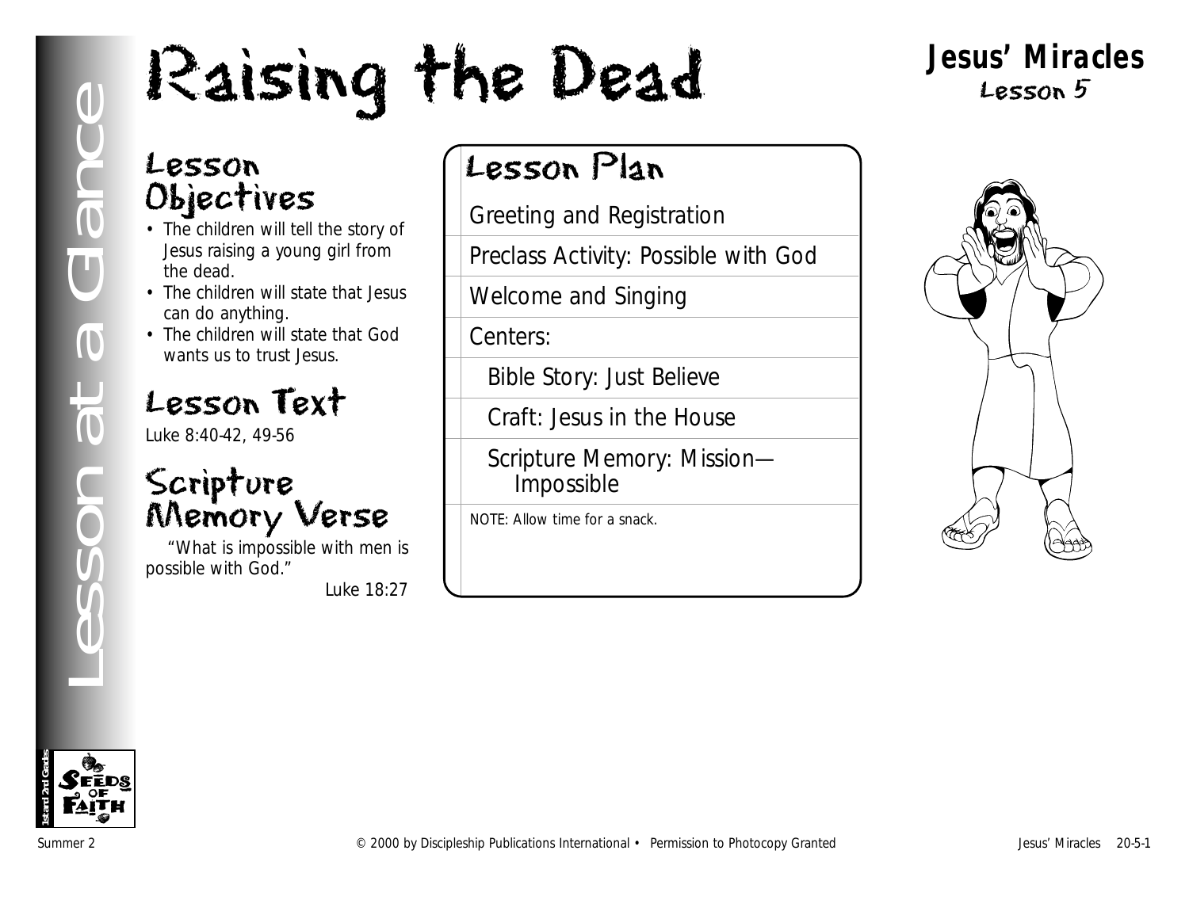# Raising the Dead

**Jesus' Miracles**
Lesson 5

Lesson at a Glance

## Lesson Objectives

- The children will tell the story of Jesus raising a young girl from the dead.
- The children will state that Jesus can do anything.
- The children will state that God wants us to trust Jesus.

## Lesson Text

Luke 8:40-42, 49-56

## Scripture Memory Verse

"What is impossible with men is possible with God."

Luke 18:27

## Lesson Plan

- Greeting and Registration
- Preclass Activity: Possible with God
- Welcome and Singing
- Centers:
  - Bible Story: Just Believe
  - Craft: Jesus in the House
  - Scripture Memory: Mission—Impossible

NOTE: Allow time for a snack.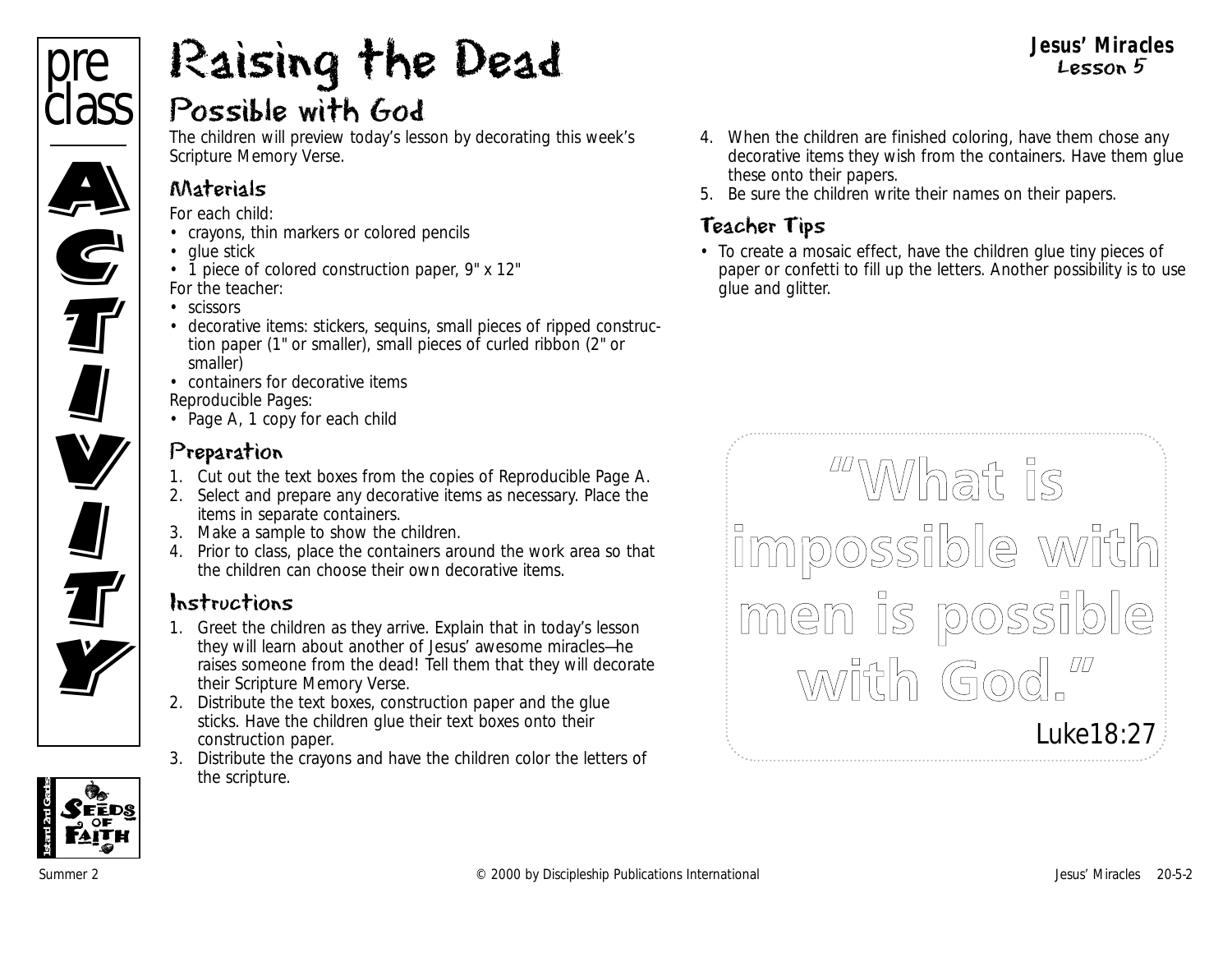# Raising the Dead

## Possible with God

The children will preview today's lesson by decorating this week's Scripture Memory Verse.

### Materials

For each child:

- crayons, thin markers or colored pencils
- glue stick
- 1 piece of colored construction paper, 9" x 12"

For the teacher:

- scissors
- decorative items: stickers, sequins, small pieces of ripped construction paper (1" or smaller), small pieces of curled ribbon (2" or smaller)
- containers for decorative items

Reproducible Pages:

- Page A, 1 copy for each child

### Preparation

1. Cut out the text boxes from the copies of Reproducible Page A.
2. Select and prepare any decorative items as necessary. Place the items in separate containers.
3. Make a sample to show the children.
4. Prior to class, place the containers around the work area so that the children can choose their own decorative items.

### Instructions

1. Greet the children as they arrive. Explain that in today's lesson they will learn about another of Jesus' awesome miracles—he raises someone from the dead! Tell them that they will decorate their Scripture Memory Verse.
2. Distribute the text boxes, construction paper and the glue sticks. Have the children glue their text boxes onto their construction paper.
3. Distribute the crayons and have the children color the letters of the scripture.
4. When the children are finished coloring, have them chose any decorative items they wish from the containers. Have them glue these onto their papers.
5. Be sure the children write their names on their papers.

### Teacher Tips

- To create a mosaic effect, have the children glue tiny pieces of paper or confetti to fill up the letters. Another possibility is to use glue and glitter.

"What is impossible with men is possible with God."

Luke18:27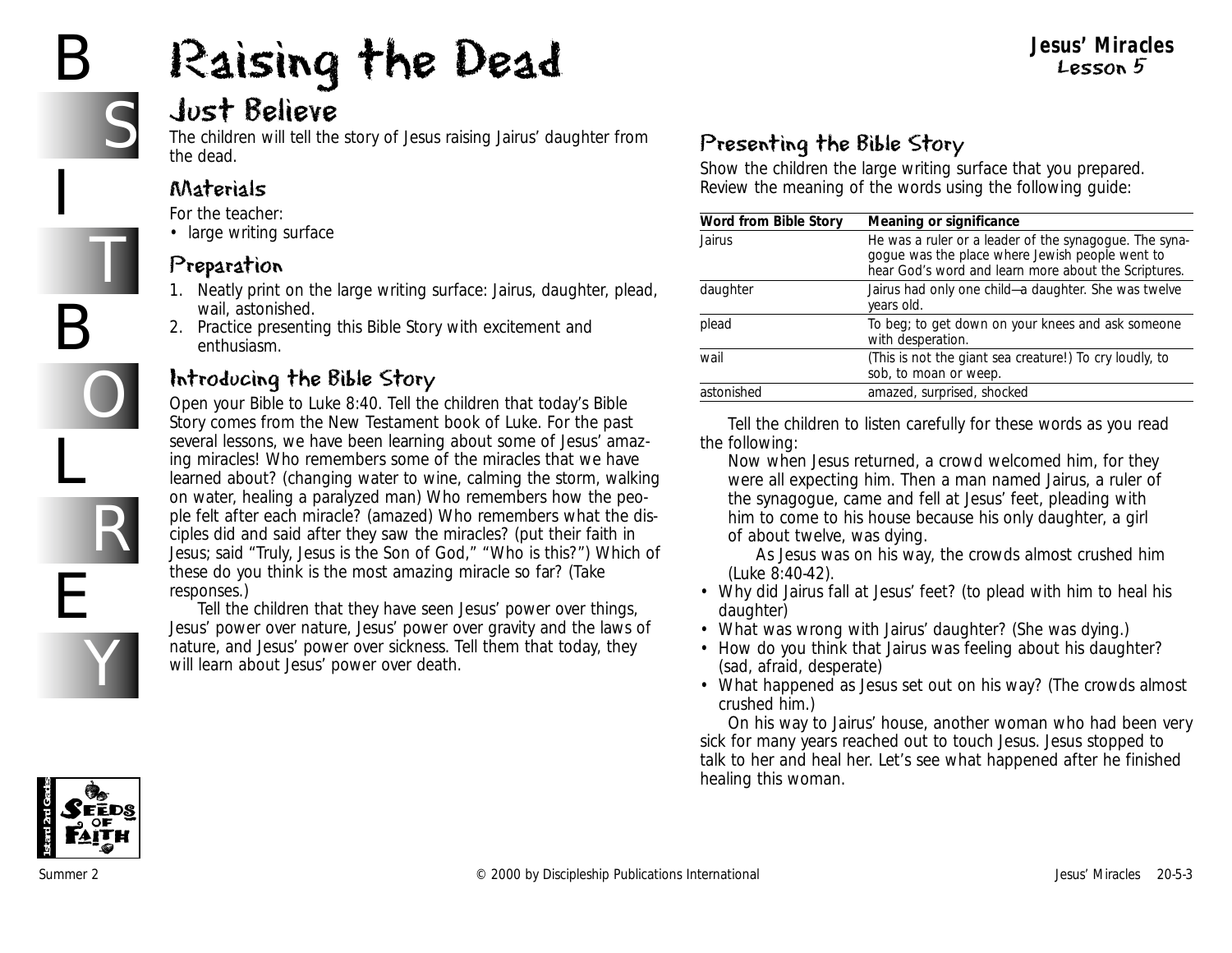# Raising the Dead

## Just Believe

The children will tell the story of Jesus raising Jairus' daughter from the dead.

### Materials

For the teacher:

- large writing surface

### Preparation

1. Neatly print on the large writing surface: Jairus, daughter, plead, wail, astonished.
2. Practice presenting this Bible Story with excitement and enthusiasm.

### Introducing the Bible Story

Open your Bible to Luke 8:40. Tell the children that today's Bible Story comes from the New Testament book of Luke. For the past several lessons, we have been learning about some of Jesus' amazing miracles! Who remembers some of the miracles that we have learned about? (changing water to wine, calming the storm, walking on water, healing a paralyzed man) Who remembers how the people felt after each miracle? (amazed) Who remembers what the disciples did and said after they saw the miracles? (put their faith in Jesus; said "Truly, Jesus is the Son of God," "Who is this?") Which of these do you think is the most amazing miracle so far? (Take responses.)

Tell the children that they have seen Jesus' power over things, Jesus' power over nature, Jesus' power over gravity and the laws of nature, and Jesus' power over sickness. Tell them that today, they will learn about Jesus' power over death.

### Presenting the Bible Story

Show the children the large writing surface that you prepared. Review the meaning of the words using the following guide:

| Word from Bible Story | Meaning or significance |
|---|---|
| Jairus | He was a ruler or a leader of the synagogue. The synagogue was the place where Jewish people went to hear God's word and learn more about the Scriptures. |
| daughter | Jairus had only one child—a daughter. She was twelve years old. |
| plead | To beg; to get down on your knees and ask someone with desperation. |
| wail | (This is not the giant sea creature!) To cry loudly, to sob, to moan or weep. |
| astonished | amazed, surprised, shocked |

Tell the children to listen carefully for these words as you read the following:

> Now when Jesus returned, a crowd welcomed him, for they were all expecting him. Then a man named Jairus, a ruler of the synagogue, came and fell at Jesus' feet, pleading with him to come to his house because his only daughter, a girl of about twelve, was dying.
>
> As Jesus was on his way, the crowds almost crushed him (Luke 8:40-42).

- Why did Jairus fall at Jesus' feet? (to plead with him to heal his daughter)
- What was wrong with Jairus' daughter? (She was dying.)
- How do you think that Jairus was feeling about his daughter? (sad, afraid, desperate)
- What happened as Jesus set out on his way? (The crowds almost crushed him.)

On his way to Jairus' house, another woman who had been very sick for many years reached out to touch Jesus. Jesus stopped to talk to her and heal her. Let's see what happened after he finished healing this woman.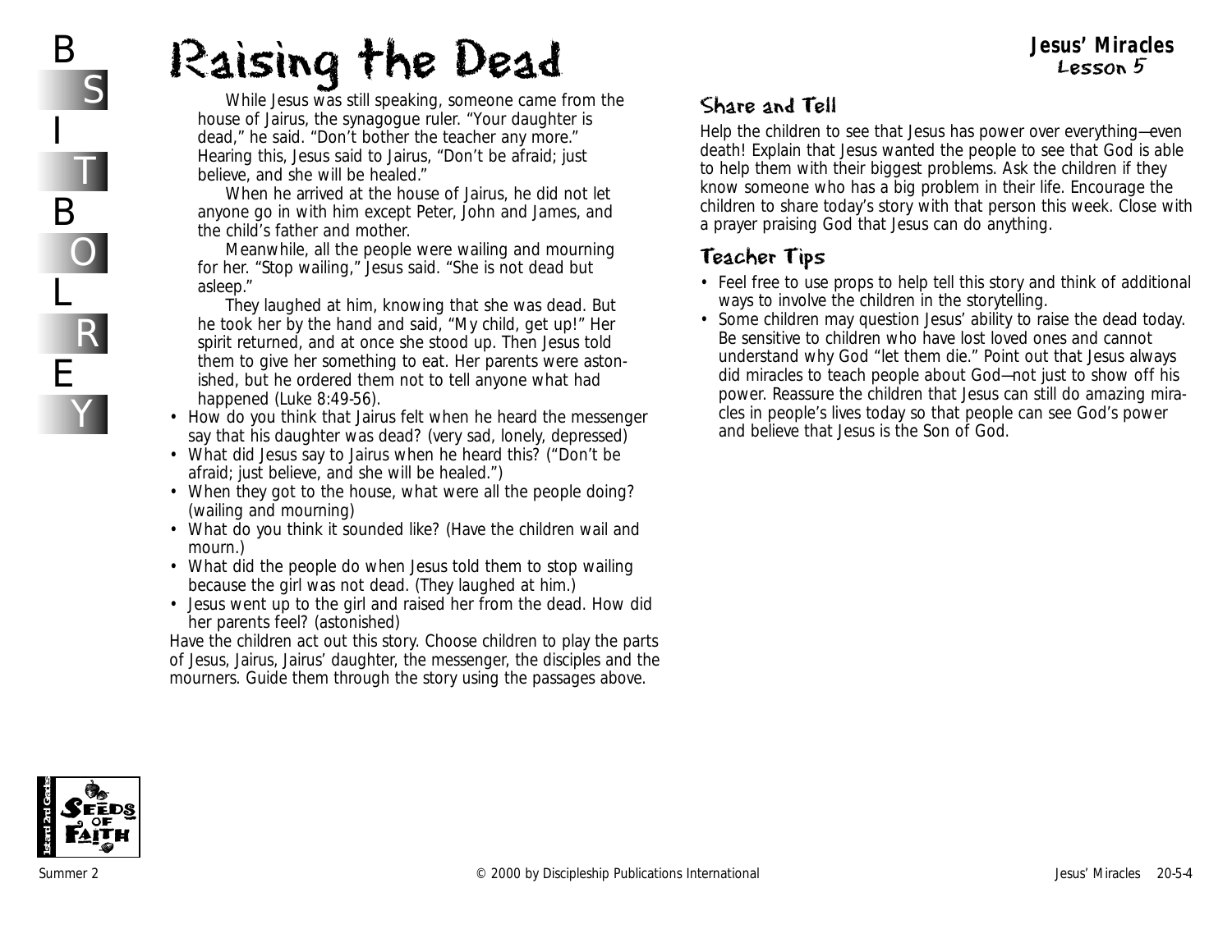## Jesus' Miracles
### Lesson 5

# Raising the Dead

While Jesus was still speaking, someone came from the house of Jairus, the synagogue ruler. "Your daughter is dead," he said. "Don't bother the teacher any more." Hearing this, Jesus said to Jairus, "Don't be afraid; just believe, and she will be healed."

When he arrived at the house of Jairus, he did not let anyone go in with him except Peter, John and James, and the child's father and mother.

Meanwhile, all the people were wailing and mourning for her. "Stop wailing," Jesus said. "She is not dead but asleep."

They laughed at him, knowing that she was dead. But he took her by the hand and said, "My child, get up!" Her spirit returned, and at once she stood up. Then Jesus told them to give her something to eat. Her parents were astonished, but he ordered them not to tell anyone what had happened (Luke 8:49-56).

- How do you think that Jairus felt when he heard the messenger say that his daughter was dead? (very sad, lonely, depressed)
- What did Jesus say to Jairus when he heard this? ("Don't be afraid; just believe, and she will be healed.")
- When they got to the house, what were all the people doing? (wailing and mourning)
- What do you think it sounded like? (Have the children wail and mourn.)
- What did the people do when Jesus told them to stop wailing because the girl was not dead. (They laughed at him.)
- Jesus went up to the girl and raised her from the dead. How did her parents feel? (astonished)

Have the children act out this story. Choose children to play the parts of Jesus, Jairus, Jairus' daughter, the messenger, the disciples and the mourners. Guide them through the story using the passages above.

## Share and Tell

Help the children to see that Jesus has power over everything—even death! Explain that Jesus wanted the people to see that God is able to help them with their biggest problems. Ask the children if they know someone who has a big problem in their life. Encourage the children to share today's story with that person this week. Close with a prayer praising God that Jesus can do anything.

## Teacher Tips

- Feel free to use props to help tell this story and think of additional ways to involve the children in the storytelling.
- Some children may question Jesus' ability to raise the dead today. Be sensitive to children who have lost loved ones and cannot understand why God "let them die." Point out that Jesus always did miracles to teach people about God—not just to show off his power. Reassure the children that Jesus can still do amazing miracles in people's lives today so that people can see God's power and believe that Jesus is the Son of God.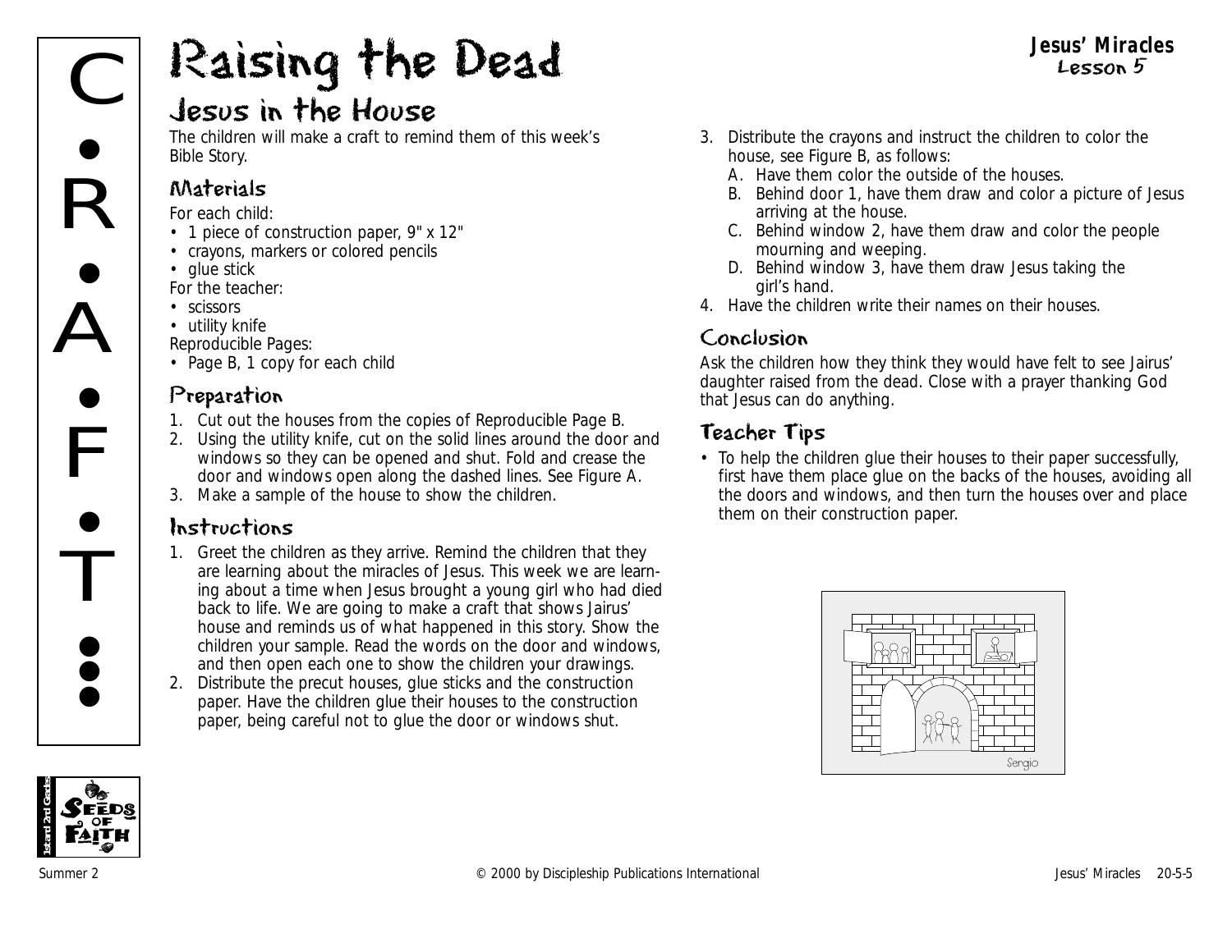# Raising the Dead

## Jesus in the House

The children will make a craft to remind them of this week's Bible Story.

### Materials

For each child:

- 1 piece of construction paper, 9" x 12"
- crayons, markers or colored pencils
- glue stick

For the teacher:

- scissors
- utility knife

Reproducible Pages:

- Page B, 1 copy for each child

### Preparation

1. Cut out the houses from the copies of Reproducible Page B.
2. Using the utility knife, cut on the solid lines around the door and windows so they can be opened and shut. Fold and crease the door and windows open along the dashed lines. See Figure A.
3. Make a sample of the house to show the children.

### Instructions

1. Greet the children as they arrive. Remind the children that they are learning about the miracles of Jesus. This week we are learning about a time when Jesus brought a young girl who had died back to life. We are going to make a craft that shows Jairus' house and reminds us of what happened in this story. Show the children your sample. Read the words on the door and windows, and then open each one to show the children your drawings.
2. Distribute the precut houses, glue sticks and the construction paper. Have the children glue their houses to the construction paper, being careful not to glue the door or windows shut.
3. Distribute the crayons and instruct the children to color the house, see Figure B, as follows:
   A. Have them color the outside of the houses.
   B. Behind door 1, have them draw and color a picture of Jesus arriving at the house.
   C. Behind window 2, have them draw and color the people mourning and weeping.
   D. Behind window 3, have them draw Jesus taking the girl's hand.
4. Have the children write their names on their houses.

### Conclusion

Ask the children how they think they would have felt to see Jairus' daughter raised from the dead. Close with a prayer thanking God that Jesus can do anything.

### Teacher Tips

- To help the children glue their houses to their paper successfully, first have them place glue on the backs of the houses, avoiding all the doors and windows, and then turn the houses over and place them on their construction paper.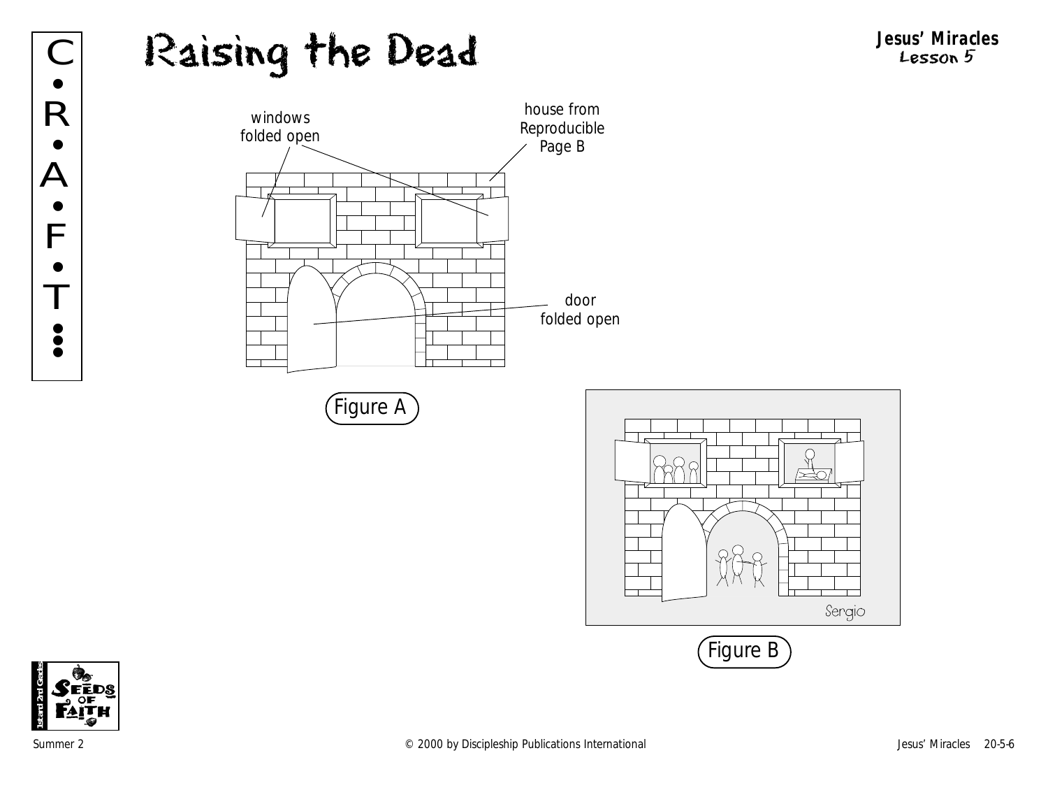# Raising the Dead

**Jesus' Miracles**
Lesson 5

C•R•A•F•T

windows folded open

house from Reproducible Page B

door folded open

Figure A

Sergio

Figure B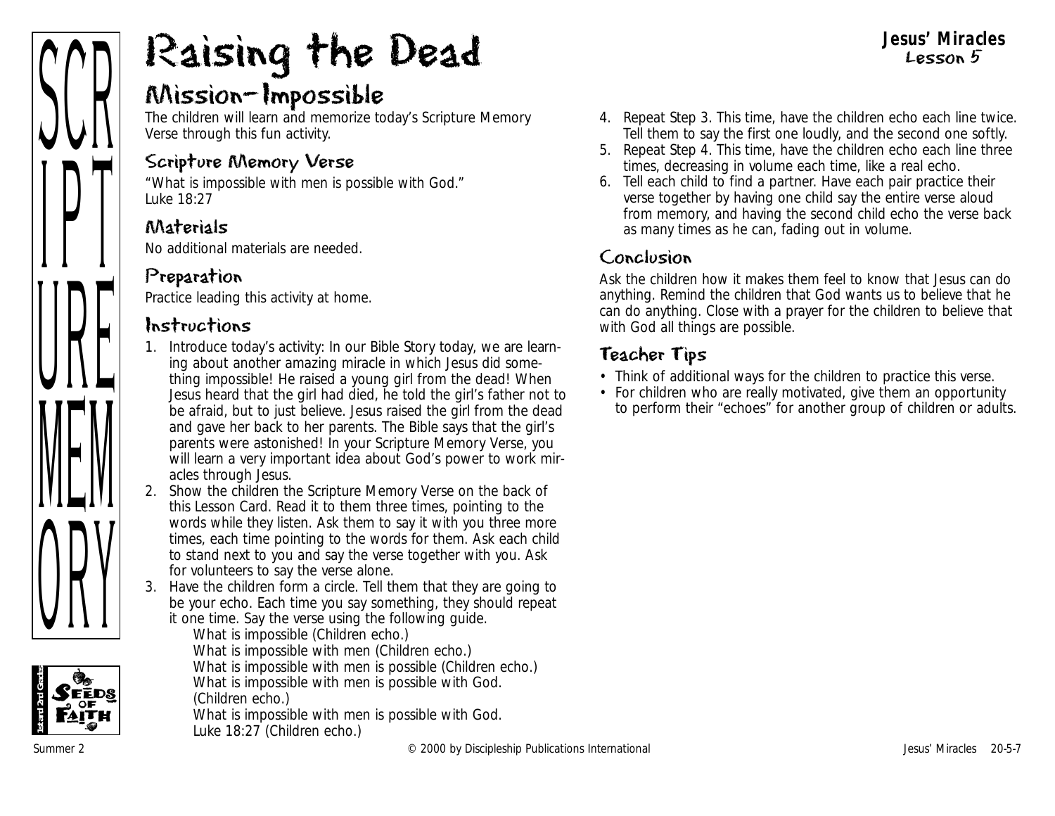# Raising the Dead

**Jesus' Miracles**
**Lesson 5**

## Mission-Impossible

The children will learn and memorize today's Scripture Memory Verse through this fun activity.

### Scripture Memory Verse

"What is impossible with men is possible with God."
Luke 18:27

### Materials

No additional materials are needed.

### Preparation

Practice leading this activity at home.

### Instructions

1. Introduce today's activity: In our Bible Story today, we are learning about another amazing miracle in which Jesus did something impossible! He raised a young girl from the dead! When Jesus heard that the girl had died, he told the girl's father not to be afraid, but to just believe. Jesus raised the girl from the dead and gave her back to her parents. The Bible says that the girl's parents were astonished! In your Scripture Memory Verse, you will learn a very important idea about God's power to work miracles through Jesus.
2. Show the children the Scripture Memory Verse on the back of this Lesson Card. Read it to them three times, pointing to the words while they listen. Ask them to say it with you three more times, each time pointing to the words for them. Ask each child to stand next to you and say the verse together with you. Ask for volunteers to say the verse alone.
3. Have the children form a circle. Tell them that they are going to be your echo. Each time you say something, they should repeat it one time. Say the verse using the following guide.
   What is impossible (Children echo.)
   What is impossible with men (Children echo.)
   What is impossible with men is possible (Children echo.)
   What is impossible with men is possible with God. (Children echo.)
   What is impossible with men is possible with God. Luke 18:27 (Children echo.)
4. Repeat Step 3. This time, have the children echo each line twice. Tell them to say the first one loudly, and the second one softly.
5. Repeat Step 4. This time, have the children echo each line three times, decreasing in volume each time, like a real echo.
6. Tell each child to find a partner. Have each pair practice their verse together by having one child say the entire verse aloud from memory, and having the second child echo the verse back as many times as he can, fading out in volume.

### Conclusion

Ask the children how it makes them feel to know that Jesus can do anything. Remind the children that God wants us to believe that he can do anything. Close with a prayer for the children to believe that with God all things are possible.

### Teacher Tips

- Think of additional ways for the children to practice this verse.
- For children who are really motivated, give them an opportunity to perform their "echoes" for another group of children or adults.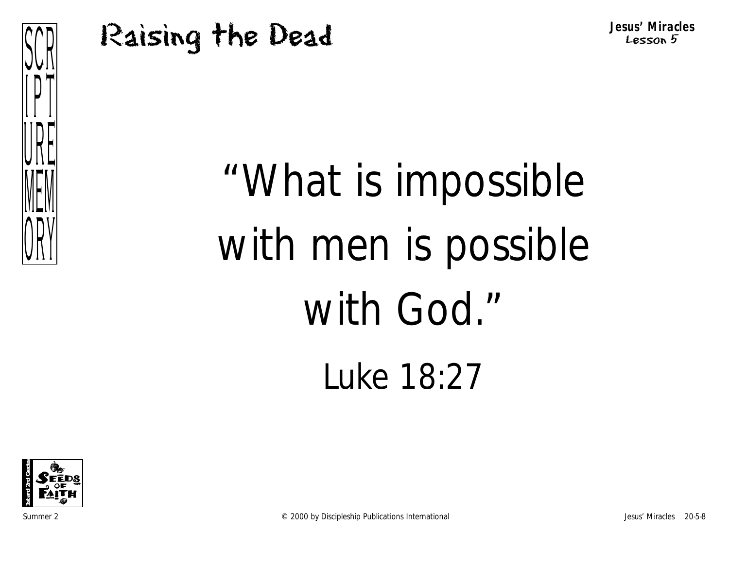# Raising the Dead

SCRIPTURE MEMORY

"What is impossible with men is possible with God."

Luke 18:27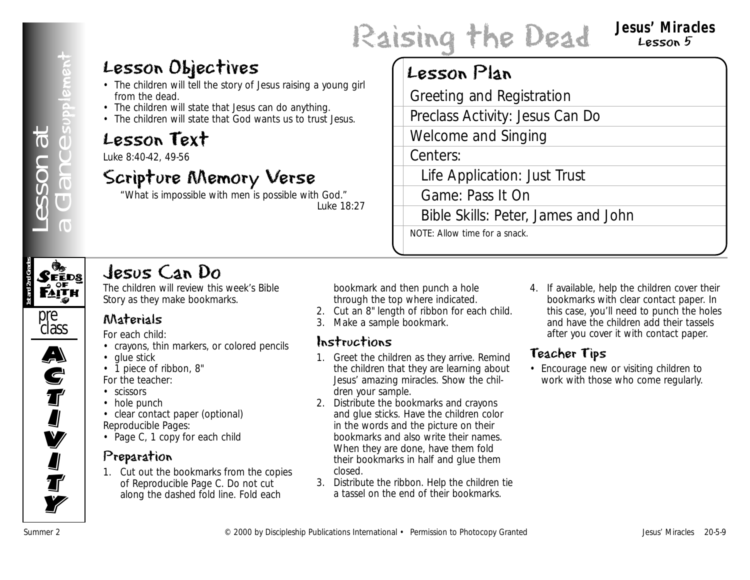# Raising the Dead

**Jesus' Miracles**
Lesson 5

Lesson at a Glance supplement

## Lesson Objectives

- The children will tell the story of Jesus raising a young girl from the dead.
- The children will state that Jesus can do anything.
- The children will state that God wants us to trust Jesus.

## Lesson Text

Luke 8:40-42, 49-56

## Scripture Memory Verse

"What is impossible with men is possible with God."
Luke 18:27

## Lesson Plan

- Greeting and Registration
- Preclass Activity: Jesus Can Do
- Welcome and Singing
- Centers:
  - Life Application: Just Trust
  - Game: Pass It On
  - Bible Skills: Peter, James and John

NOTE: Allow time for a snack.

Seeds of Faith 1st and 2nd Grade — preclass ACTIVITY

## Jesus Can Do

The children will review this week's Bible Story as they make bookmarks.

### Materials

For each child:

- crayons, thin markers, or colored pencils
- glue stick
- 1 piece of ribbon, 8"

For the teacher:

- scissors
- hole punch
- clear contact paper (optional)

Reproducible Pages:

- Page C, 1 copy for each child

### Preparation

1. Cut out the bookmarks from the copies of Reproducible Page C. Do not cut along the dashed fold line. Fold each bookmark and then punch a hole through the top where indicated.
2. Cut an 8" length of ribbon for each child.
3. Make a sample bookmark.

### Instructions

1. Greet the children as they arrive. Remind the children that they are learning about Jesus' amazing miracles. Show the children your sample.
2. Distribute the bookmarks and crayons and glue sticks. Have the children color in the words and the picture on their bookmarks and also write their names. When they are done, have them fold their bookmarks in half and glue them closed.
3. Distribute the ribbon. Help the children tie a tassel on the end of their bookmarks.
4. If available, help the children cover their bookmarks with clear contact paper. In this case, you'll need to punch the holes and have the children add their tassels after you cover it with contact paper.

### Teacher Tips

- Encourage new or visiting children to work with those who come regularly.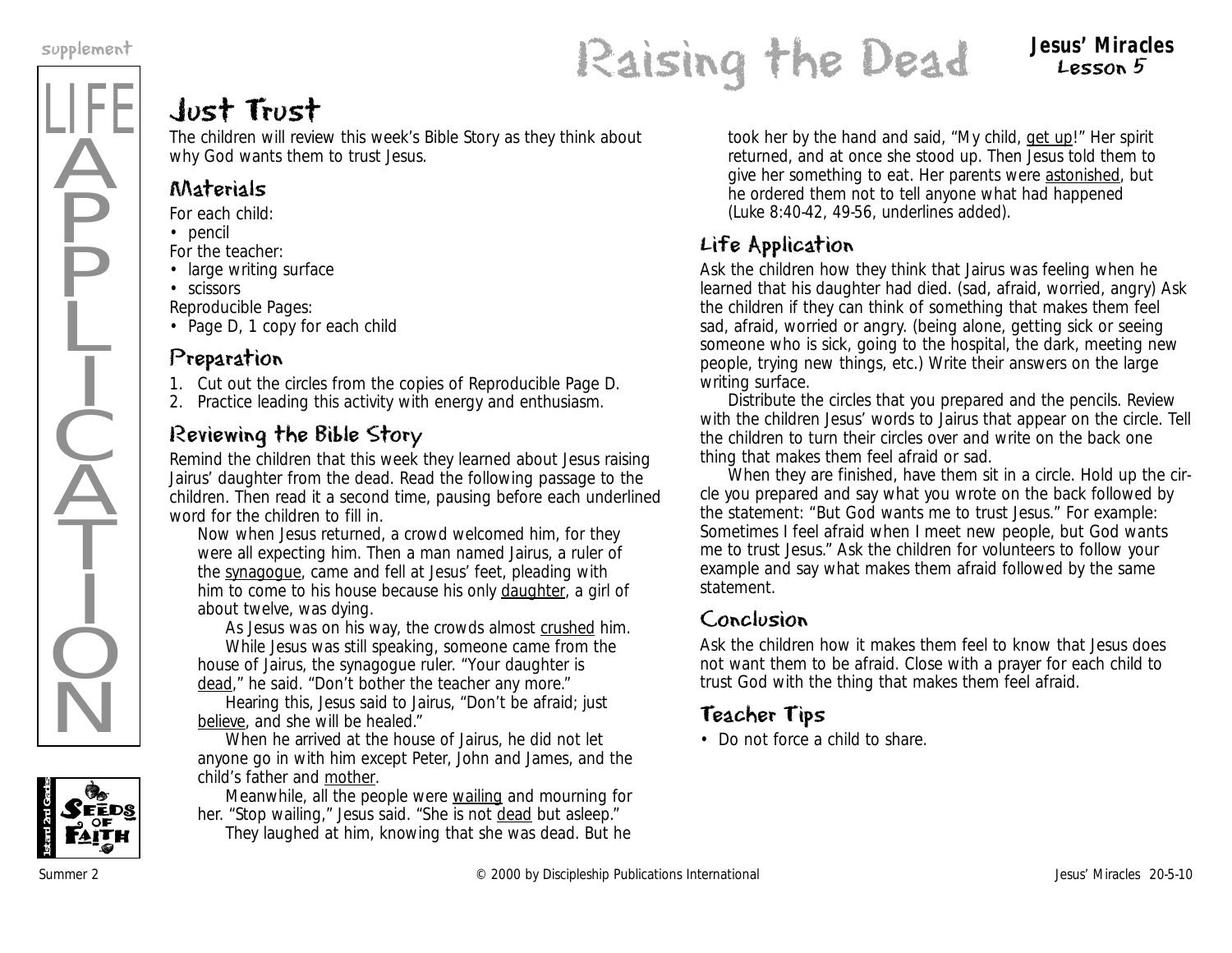# Raising the Dead

**Jesus' Miracles**
**Lesson 5**

## Just Trust

The children will review this week's Bible Story as they think about why God wants them to trust Jesus.

### Materials

For each child:
- pencil

For the teacher:
- large writing surface
- scissors

Reproducible Pages:
- Page D, 1 copy for each child

### Preparation

1. Cut out the circles from the copies of Reproducible Page D.
2. Practice leading this activity with energy and enthusiasm.

### Reviewing the Bible Story

Remind the children that this week they learned about Jesus raising Jairus' daughter from the dead. Read the following passage to the children. Then read it a second time, pausing before each underlined word for the children to fill in.

> Now when Jesus returned, a crowd welcomed him, for they were all expecting him. Then a man named Jairus, a ruler of the <u>synagogue</u>, came and fell at Jesus' feet, pleading with him to come to his house because his only <u>daughter</u>, a girl of about twelve, was dying.
>
> As Jesus was on his way, the crowds almost <u>crushed</u> him.
>
> While Jesus was still speaking, someone came from the house of Jairus, the synagogue ruler. "Your daughter is <u>dead</u>," he said. "Don't bother the teacher any more."
>
> Hearing this, Jesus said to Jairus, "Don't be afraid; just <u>believe</u>, and she will be healed."
>
> When he arrived at the house of Jairus, he did not let anyone go in with him except Peter, John and James, and the child's father and <u>mother</u>.
>
> Meanwhile, all the people were <u>wailing</u> and mourning for her. "Stop wailing," Jesus said. "She is not <u>dead</u> but asleep."
>
> They laughed at him, knowing that she was dead. But he took her by the hand and said, "My child, <u>get up</u>!" Her spirit returned, and at once she stood up. Then Jesus told them to give her something to eat. Her parents were <u>astonished</u>, but he ordered them not to tell anyone what had happened (Luke 8:40-42, 49-56, underlines added).

### Life Application

Ask the children how they think that Jairus was feeling when he learned that his daughter had died. (sad, afraid, worried, angry) Ask the children if they can think of something that makes them feel sad, afraid, worried or angry. (being alone, getting sick or seeing someone who is sick, going to the hospital, the dark, meeting new people, trying new things, etc.) Write their answers on the large writing surface.

Distribute the circles that you prepared and the pencils. Review with the children Jesus' words to Jairus that appear on the circle. Tell the children to turn their circles over and write on the back one thing that makes them feel afraid or sad.

When they are finished, have them sit in a circle. Hold up the circle you prepared and say what you wrote on the back followed by the statement: "But God wants me to trust Jesus." For example: Sometimes I feel afraid when I meet new people, but God wants me to trust Jesus." Ask the children for volunteers to follow your example and say what makes them afraid followed by the same statement.

### Conclusion

Ask the children how it makes them feel to know that Jesus does not want them to be afraid. Close with a prayer for each child to trust God with the thing that makes them feel afraid.

### Teacher Tips

- Do not force a child to share.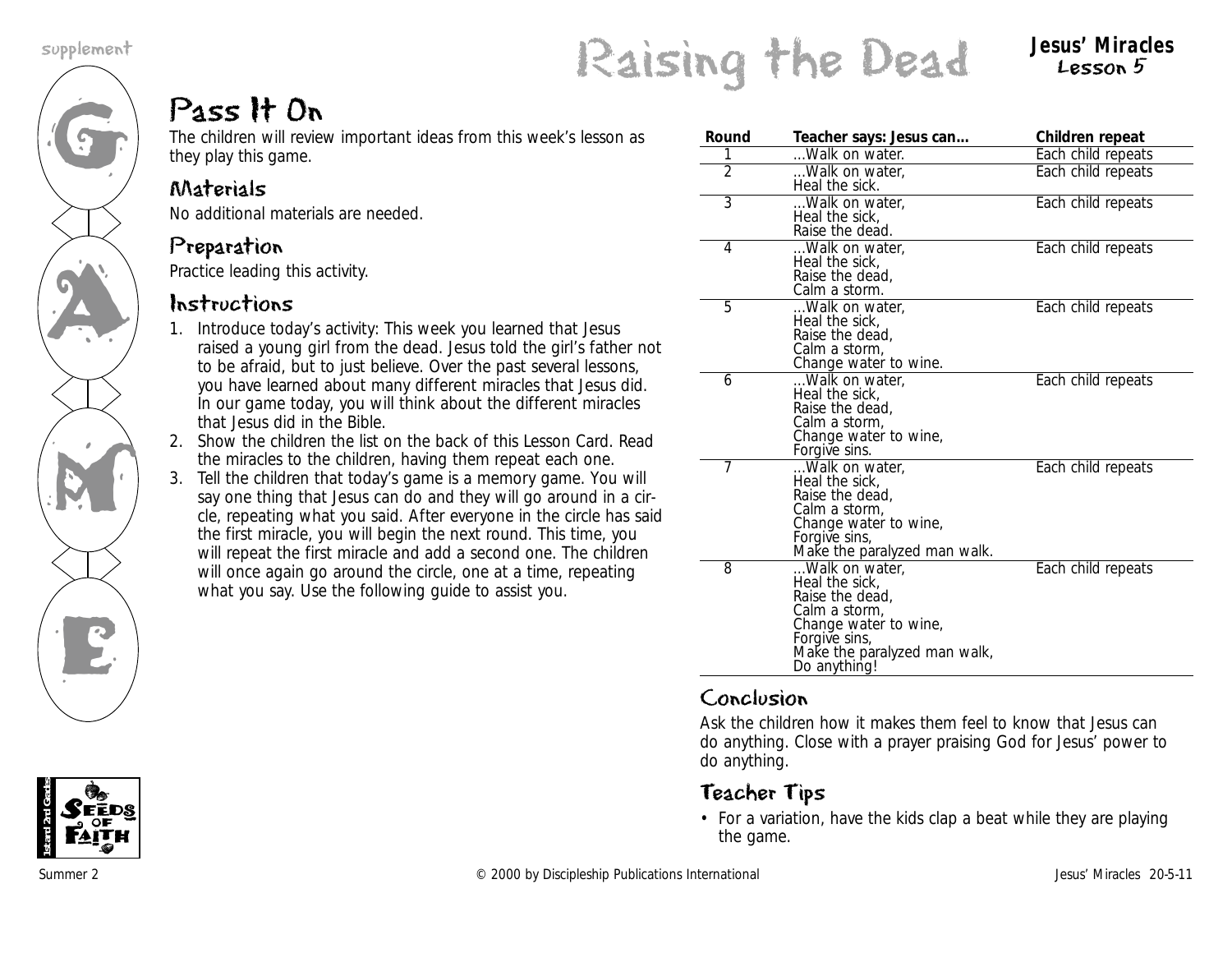supplement

# Raising the Dead

**Jesus' Miracles**
**Lesson 5**

## Pass It On

The children will review important ideas from this week's lesson as they play this game.

### Materials

No additional materials are needed.

### Preparation

Practice leading this activity.

### Instructions

1. Introduce today's activity: This week you learned that Jesus raised a young girl from the dead. Jesus told the girl's father not to be afraid, but to just believe. Over the past several lessons, you have learned about many different miracles that Jesus did. In our game today, you will think about the different miracles that Jesus did in the Bible.
2. Show the children the list on the back of this Lesson Card. Read the miracles to the children, having them repeat each one.
3. Tell the children that today's game is a memory game. You will say one thing that Jesus can do and they will go around in a circle, repeating what you said. After everyone in the circle has said the first miracle, you will begin the next round. This time, you will repeat the first miracle and add a second one. The children will once again go around the circle, one at a time, repeating what you say. Use the following guide to assist you.

| Round | Teacher says: Jesus can... | Children repeat |
|---|---|---|
| 1 | ...Walk on water. | Each child repeats |
| 2 | ...Walk on water, Heal the sick. | Each child repeats |
| 3 | ...Walk on water, Heal the sick, Raise the dead. | Each child repeats |
| 4 | ...Walk on water, Heal the sick, Raise the dead, Calm a storm. | Each child repeats |
| 5 | ...Walk on water, Heal the sick, Raise the dead, Calm a storm, Change water to wine. | Each child repeats |
| 6 | ...Walk on water, Heal the sick, Raise the dead, Calm a storm, Change water to wine, Forgive sins. | Each child repeats |
| 7 | ...Walk on water, Heal the sick, Raise the dead, Calm a storm, Change water to wine, Forgive sins, Make the paralyzed man walk. | Each child repeats |
| 8 | ...Walk on water, Heal the sick, Raise the dead, Calm a storm, Change water to wine, Forgive sins, Make the paralyzed man walk, Do anything! | Each child repeats |

### Conclusion

Ask the children how it makes them feel to know that Jesus can do anything. Close with a prayer praising God for Jesus' power to do anything.

### Teacher Tips

- For a variation, have the kids clap a beat while they are playing the game.

Summer 2 © 2000 by Discipleship Publications International Jesus' Miracles 20-5-11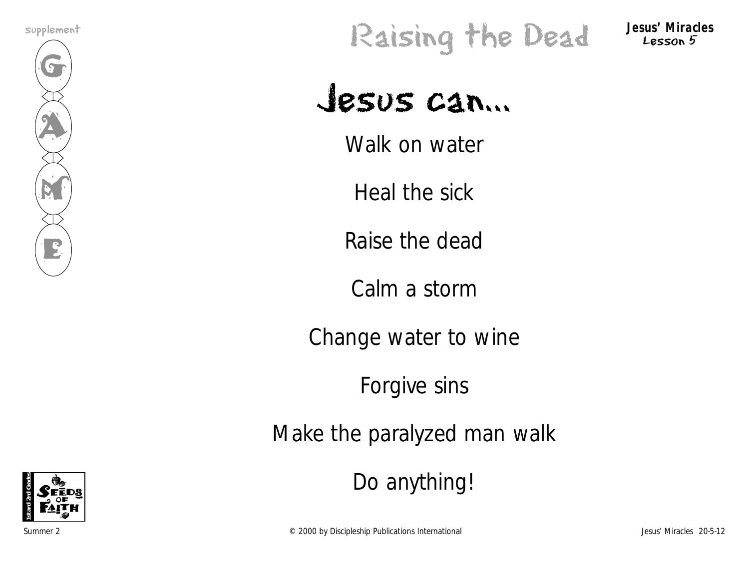supplement

GAME

# Raising the Dead

**Jesus' Miracles**
Lesson 5

## Jesus can...

Walk on water

Heal the sick

Raise the dead

Calm a storm

Change water to wine

Forgive sins

Make the paralyzed man walk

Do anything!

Summer 2

© 2000 by Discipleship Publications International

Jesus' Miracles 20-5-12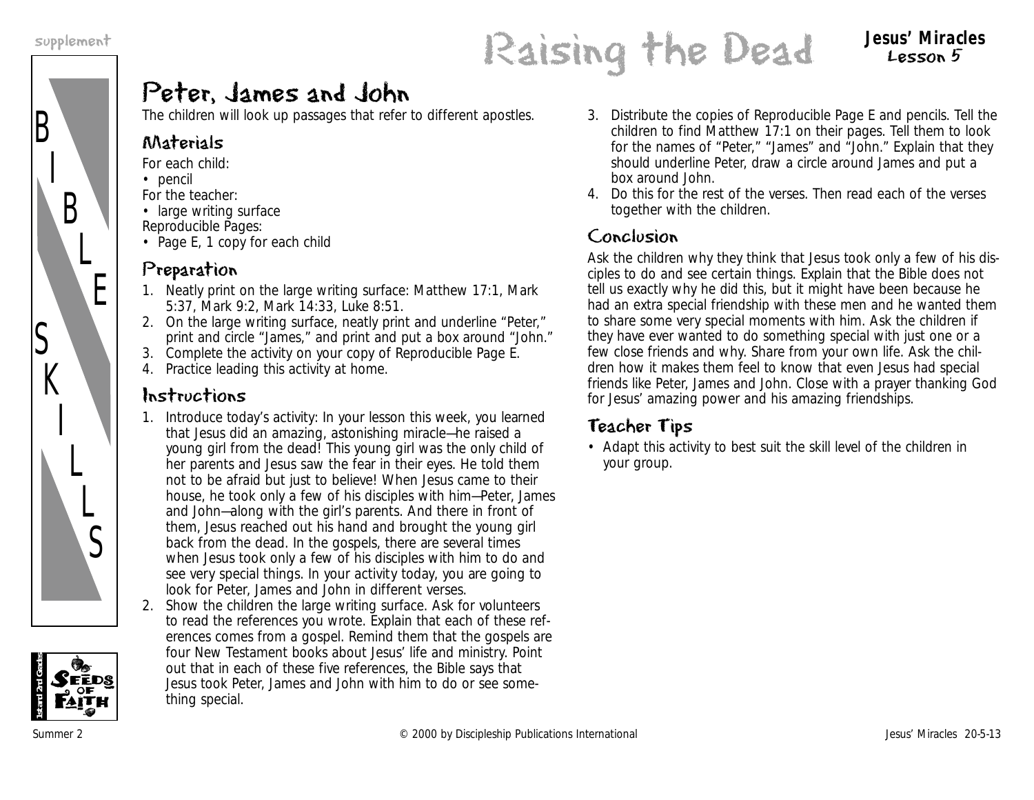# Raising the Dead

## Peter, James and John

The children will look up passages that refer to different apostles.

### Materials

For each child:
- pencil

For the teacher:
- large writing surface

Reproducible Pages:
- Page E, 1 copy for each child

### Preparation

1. Neatly print on the large writing surface: Matthew 17:1, Mark 5:37, Mark 9:2, Mark 14:33, Luke 8:51.
2. On the large writing surface, neatly print and underline "Peter," print and circle "James," and print and put a box around "John."
3. Complete the activity on your copy of Reproducible Page E.
4. Practice leading this activity at home.

### Instructions

1. Introduce today's activity: In your lesson this week, you learned that Jesus did an amazing, astonishing miracle—he raised a young girl from the dead! This young girl was the only child of her parents and Jesus saw the fear in their eyes. He told them not to be afraid but just to believe! When Jesus came to their house, he took only a few of his disciples with him—Peter, James and John—along with the girl's parents. And there in front of them, Jesus reached out his hand and brought the young girl back from the dead. In the gospels, there are several times when Jesus took only a few of his disciples with him to do and see very special things. In your activity today, you are going to look for Peter, James and John in different verses.
2. Show the children the large writing surface. Ask for volunteers to read the references you wrote. Explain that each of these references comes from a gospel. Remind them that the gospels are four New Testament books about Jesus' life and ministry. Point out that in each of these five references, the Bible says that Jesus took Peter, James and John with him to do or see something special.
3. Distribute the copies of Reproducible Page E and pencils. Tell the children to find Matthew 17:1 on their pages. Tell them to look for the names of "Peter," "James" and "John." Explain that they should underline Peter, draw a circle around James and put a box around John.
4. Do this for the rest of the verses. Then read each of the verses together with the children.

### Conclusion

Ask the children why they think that Jesus took only a few of his disciples to do and see certain things. Explain that the Bible does not tell us exactly why he did this, but it might have been because he had an extra special friendship with these men and he wanted them to share some very special moments with him. Ask the children if they have ever wanted to do something special with just one or a few close friends and why. Share from your own life. Ask the children how it makes them feel to know that even Jesus had special friends like Peter, James and John. Close with a prayer thanking God for Jesus' amazing power and his amazing friendships.

### Teacher Tips

- Adapt this activity to best suit the skill level of the children in your group.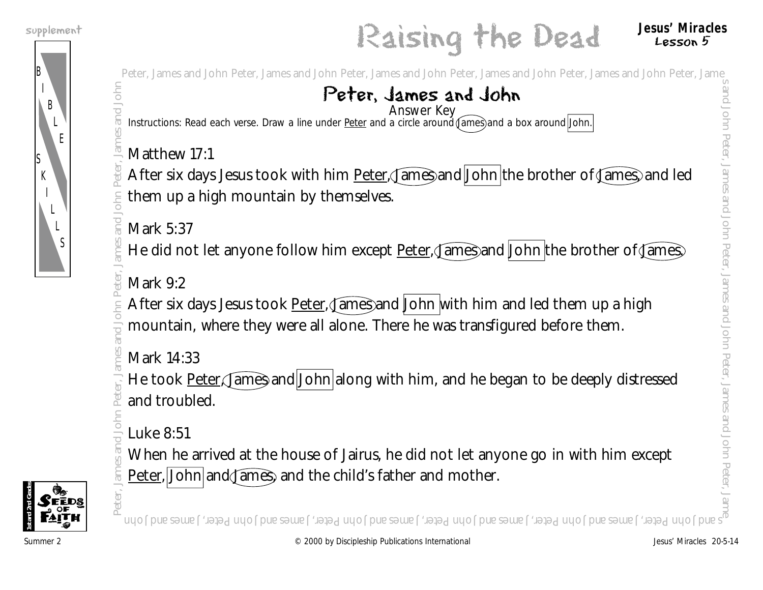# Raising the Dead

**Jesus' Miracles**
Lesson 5

## Peter, James and John

Answer Key

Instructions: Read each verse. Draw a line under Peter and a circle around James and a box around John.

Matthew 17:1

After six days Jesus took with him Peter, James and John the brother of James, and led them up a high mountain by themselves.

Mark 5:37

He did not let anyone follow him except Peter, James and John the brother of James.

Mark 9:2

After six days Jesus took Peter, James and John with him and led them up a high mountain, where they were all alone. There he was transfigured before them.

Mark 14:33

He took Peter, James and John along with him, and he began to be deeply distressed and troubled.

Luke 8:51

When he arrived at the house of Jairus, he did not let anyone go in with him except Peter, John and James, and the child's father and mother.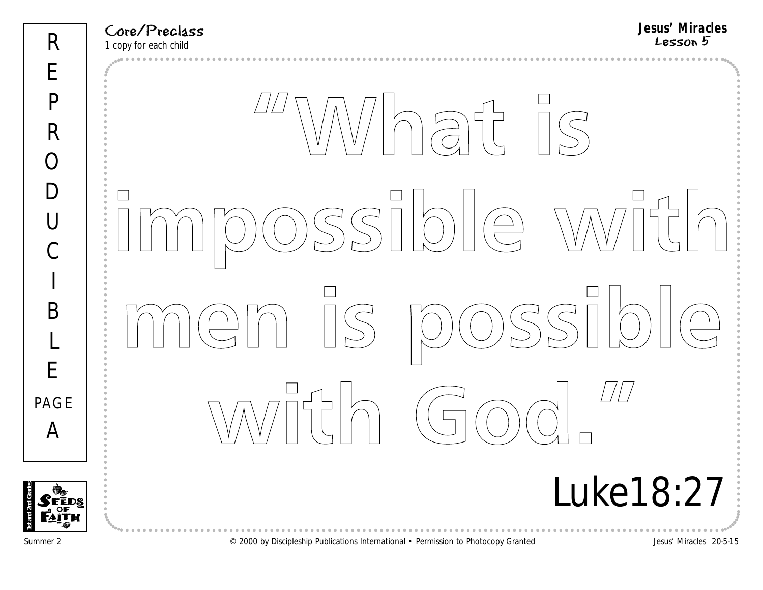REPRODUCIBLE PAGE A

Core/Preclass
1 copy for each child

**Jesus' Miracles**
Lesson 5

# "What is impossible with men is possible with God."

Luke18:27

Summer 2

© 2000 by Discipleship Publications International • Permission to Photocopy Granted

Jesus' Miracles 20-5-15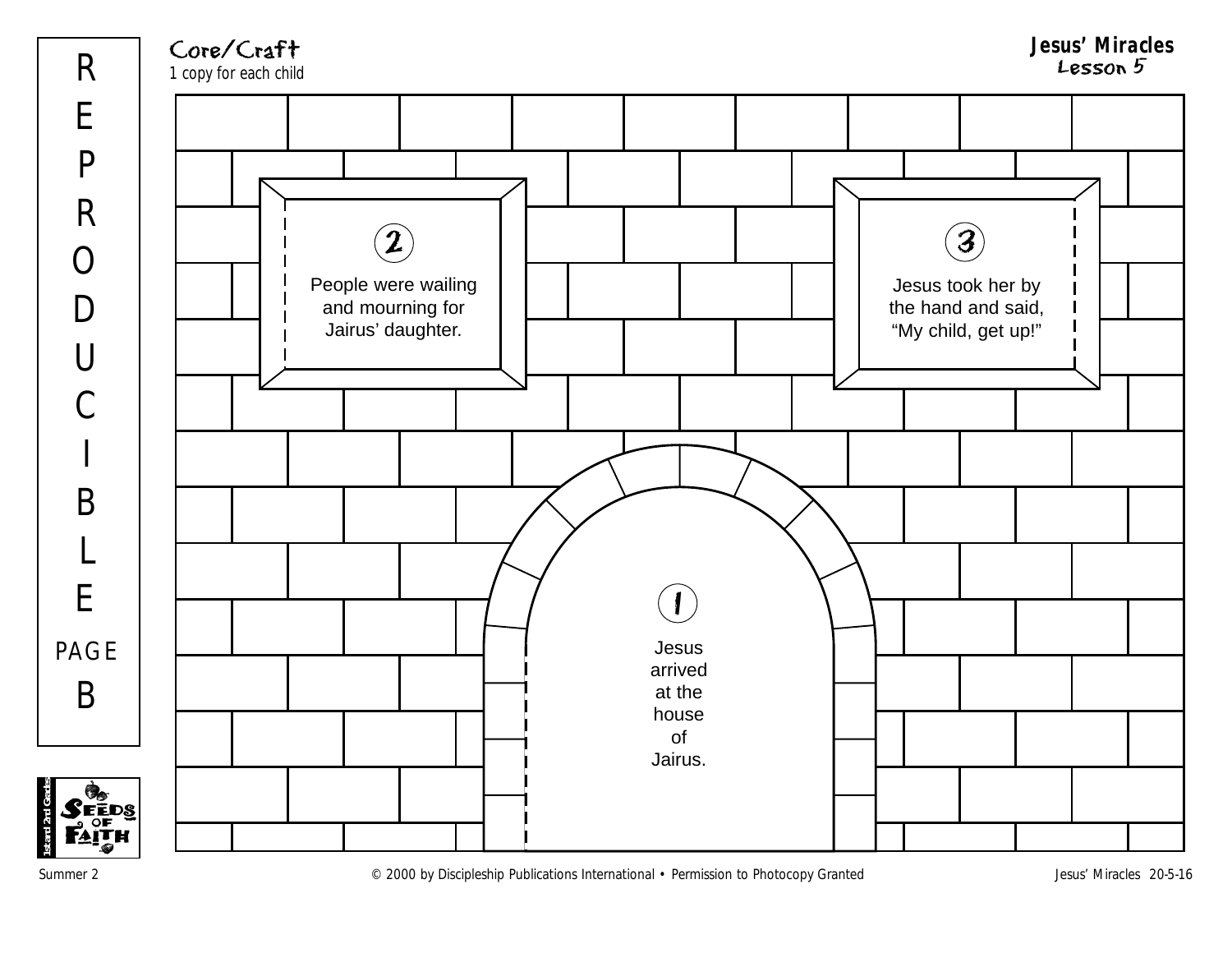REPRODUCIBLE PAGE B

Core/Craft
1 copy for each child

**Jesus' Miracles**
Lesson 5

2
People were wailing and mourning for Jairus' daughter.

3
Jesus took her by the hand and said, "My child, get up!"

1
Jesus arrived at the house of Jairus.

1st and 2nd Grade
SEEDS OF FAITH

Summer 2 © 2000 by Discipleship Publications International • Permission to Photocopy Granted Jesus' Miracles 20-5-16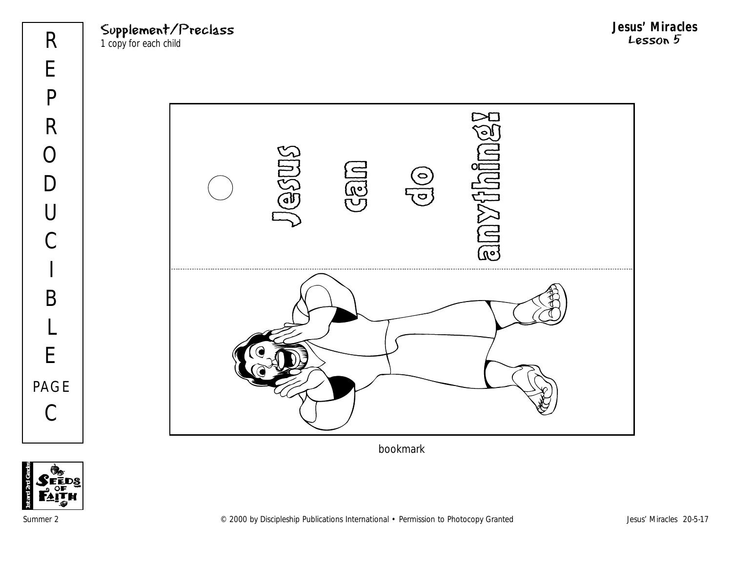Supplement/Preclass
1 copy for each child

**Jesus' Miracles**
Lesson 5

REPRODUCIBLE PAGE C

Jesus can do anything!

bookmark

Summer 2

© 2000 by Discipleship Publications International • Permission to Photocopy Granted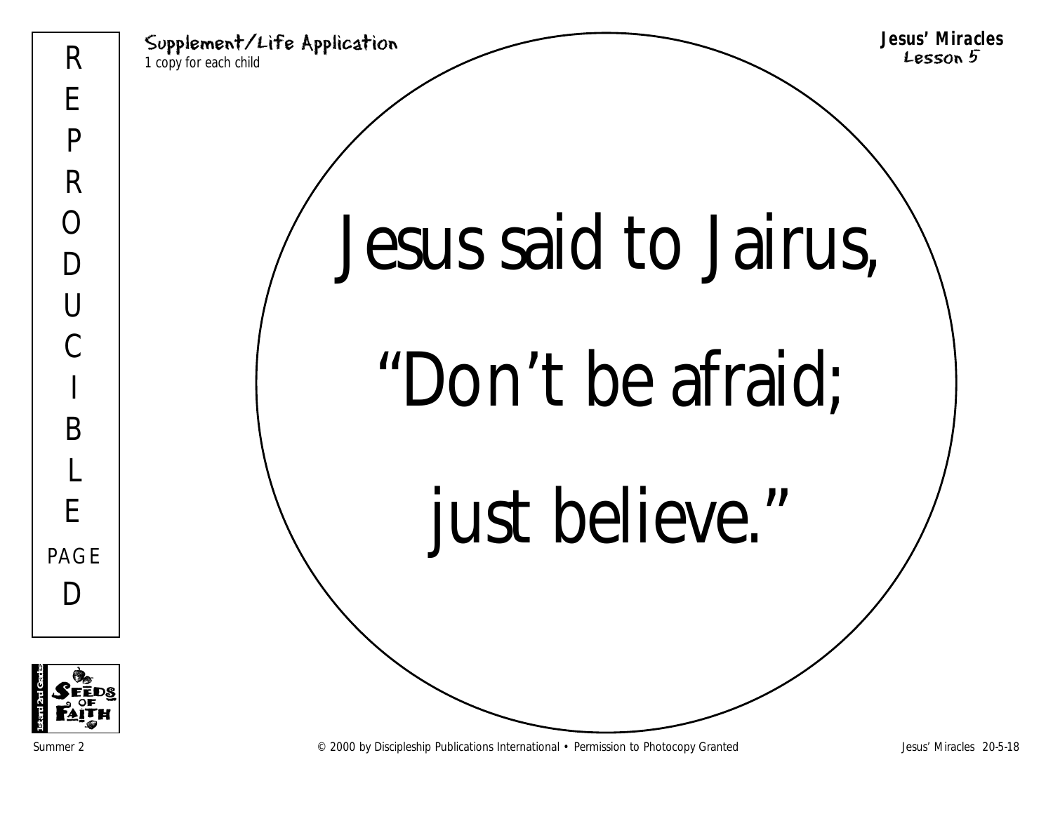Supplement/Life Application
*1 copy for each child*

**Jesus' Miracles**
Lesson 5

REPRODUCIBLE PAGE D

# Jesus said to Jairus,

# "Don't be afraid;

# just believe."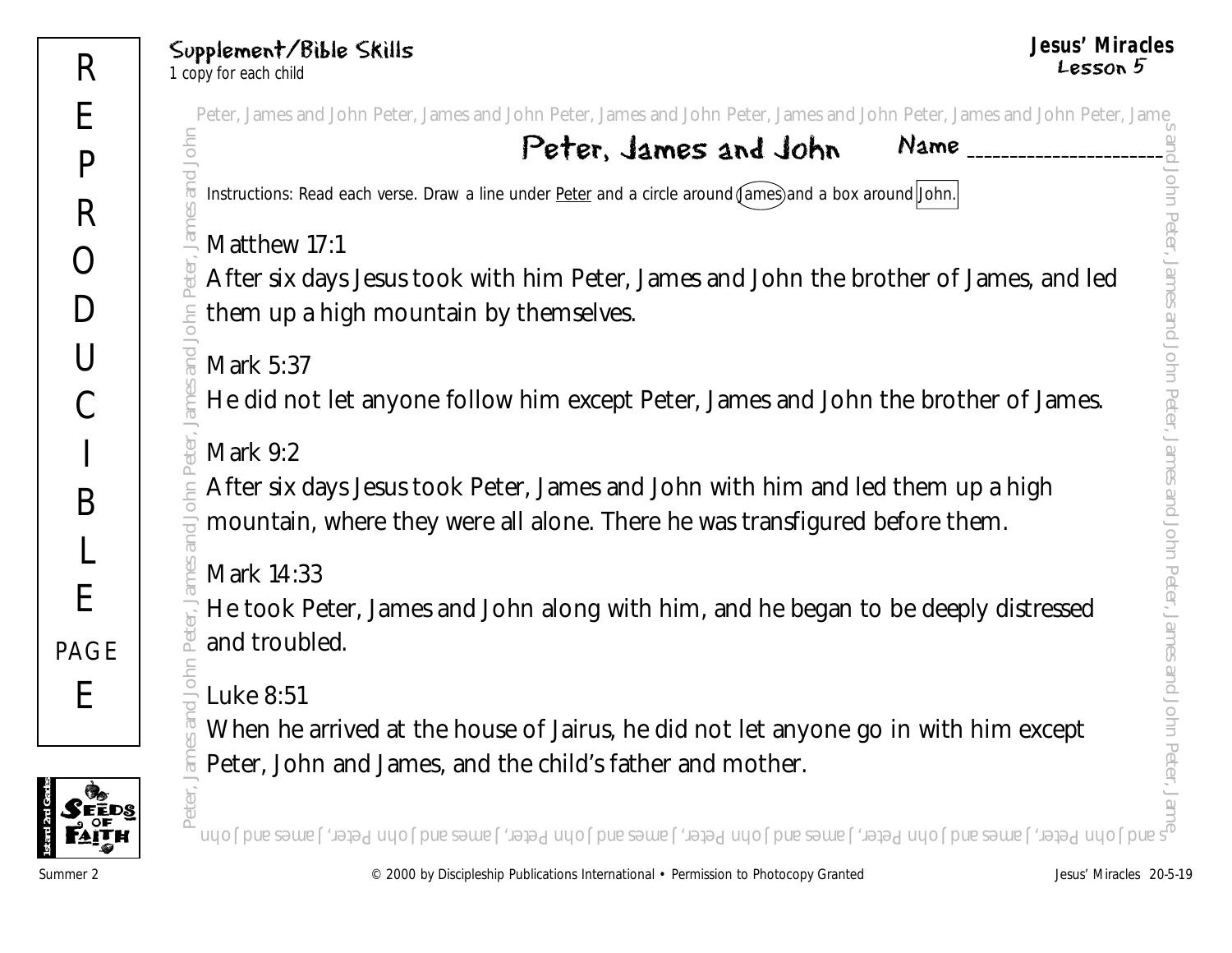Supplement/Bible Skills
1 copy for each child

# Peter, James and John

Name ______________________

Instructions: Read each verse. Draw a line under Peter and a circle around James and a box around John.

Matthew 17:1
After six days Jesus took with him Peter, James and John the brother of James, and led them up a high mountain by themselves.

Mark 5:37
He did not let anyone follow him except Peter, James and John the brother of James.

Mark 9:2
After six days Jesus took Peter, James and John with him and led them up a high mountain, where they were all alone. There he was transfigured before them.

Mark 14:33
He took Peter, James and John along with him, and he began to be deeply distressed and troubled.

Luke 8:51
When he arrived at the house of Jairus, he did not let anyone go in with him except Peter, John and James, and the child's father and mother.